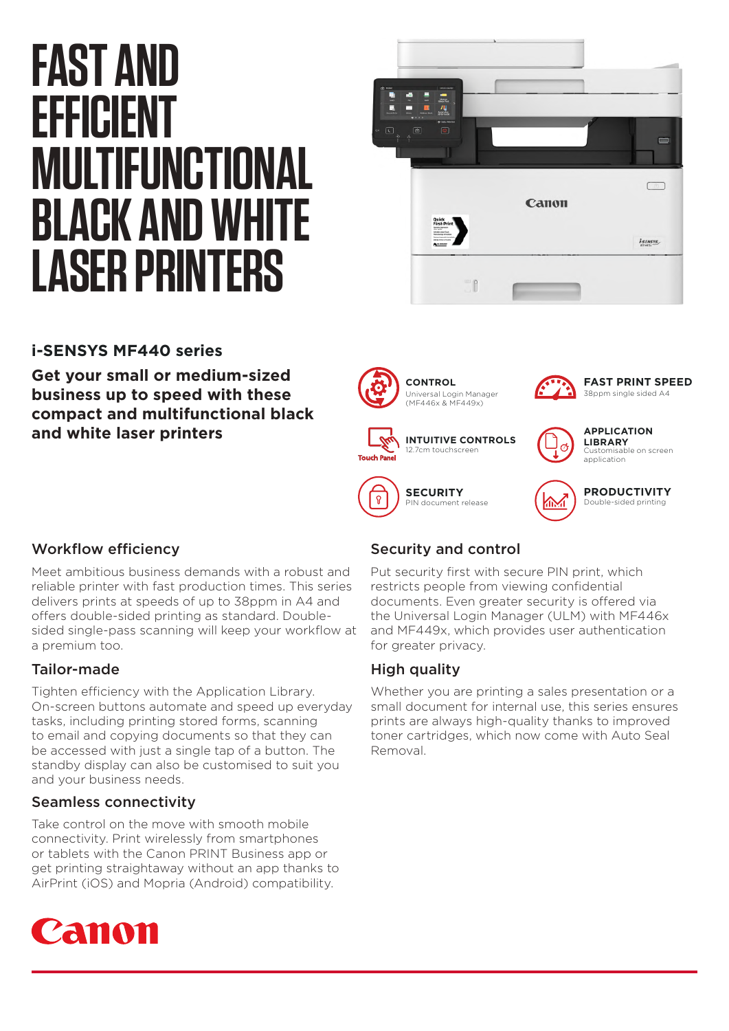# FAST AND EFFICIENT MULTIFUNCTIONAL BLACK AND WHITE LASER PRINTERS

## i-SENSYS MF440 series

**Get your small or medium-sized business up to speed with these compact and multifunctional black and white laser printers**

**CONTROL**
Universal Login Manager (MF446x & MF449x)

**FAST PRINT SPEED**
38ppm single sided A4

**INTUITIVE CONTROLS**
12.7cm touchscreen

**APPLICATION LIBRARY**
Customisable on screen application

**SECURITY**
PIN document release

**PRODUCTIVITY**
Double-sided printing

### Workflow efficiency

Meet ambitious business demands with a robust and reliable printer with fast production times. This series delivers prints at speeds of up to 38ppm in A4 and offers double-sided printing as standard. Double-sided single-pass scanning will keep your workflow at a premium too.

### Tailor-made

Tighten efficiency with the Application Library. On-screen buttons automate and speed up everyday tasks, including printing stored forms, scanning to email and copying documents so that they can be accessed with just a single tap of a button. The standby display can also be customised to suit you and your business needs.

### Seamless connectivity

Take control on the move with smooth mobile connectivity. Print wirelessly from smartphones or tablets with the Canon PRINT Business app or get printing straightaway without an app thanks to AirPrint (iOS) and Mopria (Android) compatibility.

### Security and control

Put security first with secure PIN print, which restricts people from viewing confidential documents. Even greater security is offered via the Universal Login Manager (ULM) with MF446x and MF449x, which provides user authentication for greater privacy.

### High quality

Whether you are printing a sales presentation or a small document for internal use, this series ensures prints are always high-quality thanks to improved toner cartridges, which now come with Auto Seal Removal.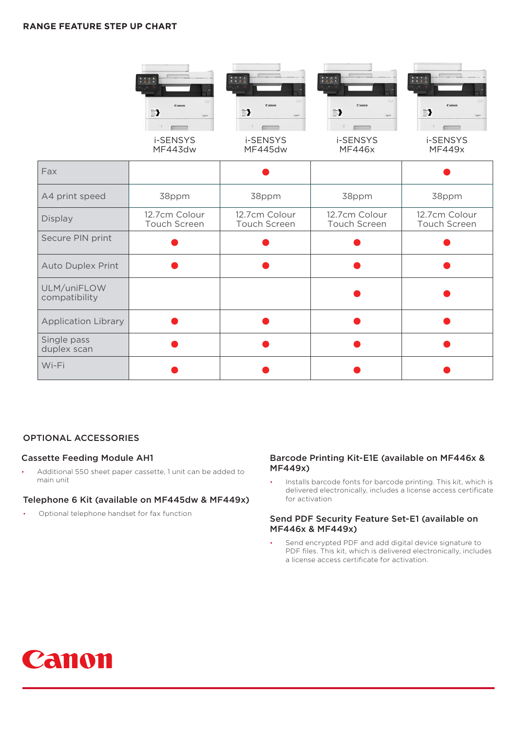## RANGE FEATURE STEP UP CHART

| | i-SENSYS MF443dw | i-SENSYS MF445dw | i-SENSYS MF446x | i-SENSYS MF449x |
|---|---|---|---|---|
| Fax | | ● | | ● |
| A4 print speed | 38ppm | 38ppm | 38ppm | 38ppm |
| Display | 12.7cm Colour Touch Screen | 12.7cm Colour Touch Screen | 12.7cm Colour Touch Screen | 12.7cm Colour Touch Screen |
| Secure PIN print | ● | ● | ● | ● |
| Auto Duplex Print | ● | ● | ● | ● |
| ULM/uniFLOW compatibility | | | ● | ● |
| Application Library | ● | ● | ● | ● |
| Single pass duplex scan | ● | ● | ● | ● |
| Wi-Fi | ● | ● | ● | ● |

## OPTIONAL ACCESSORIES

### Cassette Feeding Module AH1

- Additional 550 sheet paper cassette, 1 unit can be added to main unit

### Telephone 6 Kit (available on MF445dw & MF449x)

- Optional telephone handset for fax function

### Barcode Printing Kit-E1E (available on MF446x & MF449x)

- Installs barcode fonts for barcode printing. This kit, which is delivered electronically, includes a license access certificate for activation

### Send PDF Security Feature Set-E1 (available on MF446x & MF449x)

- Send encrypted PDF and add digital device signature to PDF files. This kit, which is delivered electronically, includes a license access certificate for activation.

Canon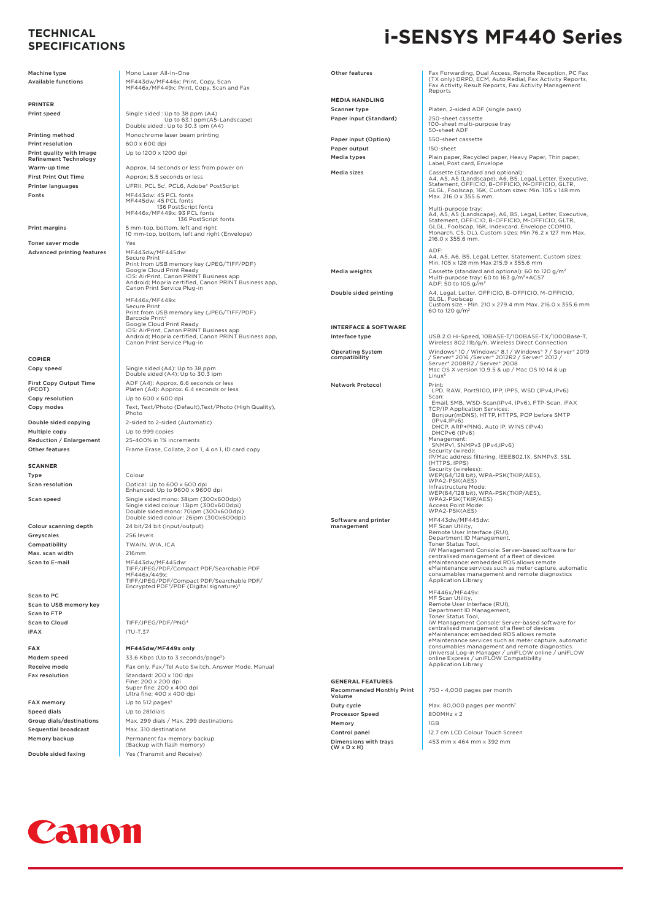# TECHNICAL SPECIFICATIONS

# i-SENSYS MF440 Series

| | |
|---|---|
| Machine type | Mono Laser All-In-One |
| Available functions | MF443dw/MF446x: Print, Copy, Scan<br>MF446x/MF449x: Print, Copy, Scan and Fax |

## PRINTER

| | |
|---|---|
| Print speed | Single sided : Up to 38 ppm (A4)<br>Up to 63.1 ppm(A5-Landscape)<br>Double sided : Up to 30.3 ipm (A4) |
| Printing method | Monochrome laser beam printing |
| Print resolution | 600 x 600 dpi |
| Print quality with Image Refinement Technology | Up to 1200 x 1200 dpi |
| Warm-up time | Approx. 14 seconds or less from power on |
| First Print Out Time | Approx: 5.5 seconds or less |
| Printer languages | UFRII, PCL 5c[1], PCL6, Adobe® PostScript |
| Fonts | MF443dw: 45 PCL fonts<br>MF445dw: 45 PCL fonts<br>136 PostScript fonts<br>MF446x/MF449x: 93 PCL fonts<br>136 PostScript fonts |
| Print margins | 5 mm-top, bottom, left and right<br>10 mm-top, bottom, left and right (Envelope) |
| Toner saver mode | Yes |
| Advanced printing features | MF443dw/MF445dw:<br>Secure Print<br>Print from USB memory key (JPEG/TIFF/PDF)<br>Google Cloud Print Ready<br>iOS: AirPrint, Canon PRINT Business app<br>Android; Mopria certified, Canon PRINT Business app, Canon Print Service Plug-in<br><br>MF446x/MF449x:<br>Secure Print<br>Print from USB memory key (JPEG/TIFF/PDF)<br>Barcode Print[2]<br>Google Cloud Print Ready<br>iOS: AirPrint, Canon PRINT Business app<br>Android; Mopria certified, Canon PRINT Business app, Canon Print Service Plug-in |

## COPIER

| | |
|---|---|
| Copy speed | Single sided (A4): Up to 38 ppm<br>Double sided (A4): Up to 30.3 ipm |
| First Copy Output Time (FCOT) | ADF (A4): Approx. 6.6 seconds or less<br>Platen (A4): Approx. 6.4 seconds or less |
| Copy resolution | Up to 600 x 600 dpi |
| Copy modes | Text, Text/Photo (Default),Text/Photo (High Quality), Photo |
| Double sided copying | 2-sided to 2-sided (Automatic) |
| Multiple copy | Up to 999 copies |
| Reduction / Enlargement | 25-400% in 1% increments |
| Other features | Frame Erase, Collate, 2 on 1, 4 on 1, ID card copy |

## SCANNER

| | |
|---|---|
| Type | Colour |
| Scan resolution | Optical: Up to 600 x 600 dpi<br>Enhanced: Up to 9600 x 9600 dpi |
| Scan speed | Single sided mono: 38ipm (300x600dpi)<br>Single sided colour: 13ipm (300x600dpi)<br>Double sided mono: 70ipm (300x600dpi)<br>Double sided colour: 26ipm (300x600dpi) |
| Colour scanning depth | 24 bit/24 bit (input/output) |
| Greyscales | 256 levels |
| Compatibility | TWAIN, WIA, ICA |
| Max. scan width | 216mm |
| Scan to E-mail | MF443dw/MF445dw:<br>TIFF/JPEG/PDF/Compact PDF/Searchable PDF<br>MF446x/449x:<br>TIFF/JPEG/PDF/Compact PDF/Searchable PDF/<br>Encrypted PDF[3]/PDF (Digital signature)[3] |
| Scan to PC | |
| Scan to USB memory key | |
| Scan to FTP | |
| Scan to Cloud | TIFF/JPEG/PDF/PNG[4] |
| iFAX | ITU-T.37 |

## FAX

**MF445dw/MF449x only**

| | |
|---|---|
| Modem speed | 33.6 Kbps (Up to 3 seconds/page[5]) |
| Receive mode | Fax only, Fax/Tel Auto Switch, Answer Mode, Manual |
| Fax resolution | Standard: 200 x 100 dpi<br>Fine: 200 x 200 dpi<br>Super fine: 200 x 400 dpi<br>Ultra fine: 400 x 400 dpi |
| FAX memory | Up to 512 pages[5] |
| Speed dials | Up to 281dials |
| Group dials/destinations | Max. 299 dials / Max. 299 destinations |
| Sequential broadcast | Max. 310 destinations |
| Memory backup | Permanent fax memory backup<br>(Backup with flash memory) |
| Double sided faxing | Yes (Transmit and Receive) |
| Other features | Fax Forwarding, Dual Access, Remote Reception, PC Fax (TX only) DRPD, ECM, Auto Redial, Fax Activity Reports, Fax Activity Result Reports, Fax Activity Management Reports |

## MEDIA HANDLING

| | |
|---|---|
| Scanner type | Platen, 2-sided ADF (single pass) |
| Paper input (Standard) | 250-sheet cassette<br>100-sheet multi-purpose tray<br>50-sheet ADF |
| Paper input (Option) | 550-sheet cassette |
| Paper output | 150-sheet |
| Media types | Plain paper, Recycled paper, Heavy Paper, Thin paper, Label, Post card, Envelope |
| Media sizes | Cassette (Standard and optional):<br>A4, A5, A5 (Landscape), A6, B5, Legal, Letter, Executive, Statement, OFFICIO, B-OFFICIO, M-OFFICIO, GLTR, GLGL, Foolscap, 16K, Custom sizes: Min. 105 x 148 mm Max. 216.0 x 355.6 mm.<br><br>Multi-purpose tray:<br>A4, A5, A5 (Landscape), A6, B5, Legal, Letter, Executive, Statement, OFFICIO, B-OFFICIO, M-OFFICIO, GLTR, GLGL, Foolscap, 16K, Indexcard, Envelope (COM10, Monarch, C5, DL), Custom sizes: Min 76.2 x 127 mm Max. 216.0 x 355.6 mm.<br><br>ADF:<br>A4, A5, A6, B5, Legal, Letter, Statement, Custom sizes: Min. 105 x 128 mm Max 215.9 x 355.6 mm |
| Media weights | Cassette (standard and optional): 60 to 120 g/m²<br>Multi-purpose tray: 60 to 163 g/m²+AC57<br>ADF: 50 to 105 g/m² |
| Double sided printing | A4, Legal, Letter, OFFICIO, B-OFFICIO, M-OFFICIO, GLGL, Foolscap<br>Custom size - Min. 210 x 279.4 mm Max. 216.0 x 355.6 mm<br>60 to 120 g/m² |

## INTERFACE & SOFTWARE

| | |
|---|---|
| Interface type | USB 2.0 Hi-Speed, 10BASE-T/100BASE-TX/1000Base-T, Wireless 802.11b/g/n, Wireless Direct Connection |
| Operating System compatibility | Windows® 10 / Windows® 8.1 / Windows® 7 / Server® 2019 / Server® 2016 /Server® 2012R2 / Server® 2012 / Server® 2008R2 / Server® 2008<br>Mac OS X version 10.9.5 & up / Mac OS 10.14 & up<br>Linux[6] |
| Network Protocol | Print:<br>LPD, RAW, Port9100, IPP, IPPS, WSD (IPv4,IPv6)<br>Scan:<br>Email, SMB, WSD-Scan(IPv4, IPv6), FTP-Scan, iFAX<br>TCP/IP Application Services:<br>Bonjour(mDNS), HTTP, HTTPS, POP before SMTP (IPv4,IPv6)<br>DHCP, ARP+PING, Auto IP, WINS (IPv4)<br>DHCPv6 (IPv6)<br>Management:<br>SNMPv1, SNMPv3 (IPv4,IPv6)<br>Security (wired):<br>IP/Mac address filtering, IEEE802.1X, SNMPv3, SSL (HTTPS, IPPS)<br>Security (wireless):<br>WEP(64/128 bit), WPA-PSK(TKIP/AES), WPA2-PSK(AES)<br>Infrastructure Mode:<br>WEP(64/128 bit), WPA-PSK(TKIP/AES), WPA2-PSK(TKIP/AES)<br>Access Point Mode:<br>WPA2-PSK(AES) |
| Software and printer management | MF443dw/MF445dw:<br>MF Scan Utility,<br>Remote User Interface (RUI),<br>Department ID Management,<br>Toner Status Tool,<br>iW Management Console: Server-based software for centralised management of a fleet of devices<br>eMaintenance: embedded RDS allows remote eMaintenance services such as meter capture, automatic consumables management and remote diagnostics<br>Application Library<br><br>MF446x/MF449x:<br>MF Scan Utility,<br>Remote User Interface (RUI),<br>Department ID Management,<br>Toner Status Tool,<br>iW Management Console: Server-based software for centralised management of a fleet of devices<br>eMaintenance: embedded RDS allows remote eMaintenance services such as meter capture, automatic consumables management and remote diagnostics.<br>Universal Log-in Manager / uniFLOW online / uniFLOW online Express / uniFLOW Compatibility<br>Application Library |

## GENERAL FEATURES

| | |
|---|---|
| Recommended Monthly Print Volume | 750 - 4,000 pages per month |
| Duty cycle | Max. 80,000 pages per month[7] |
| Processor Speed | 800MHz x 2 |
| Memory | 1GB |
| Control panel | 12.7 cm LCD Colour Touch Screen |
| Dimensions with trays (W x D x H) | 453 mm x 464 mm x 392 mm |

Canon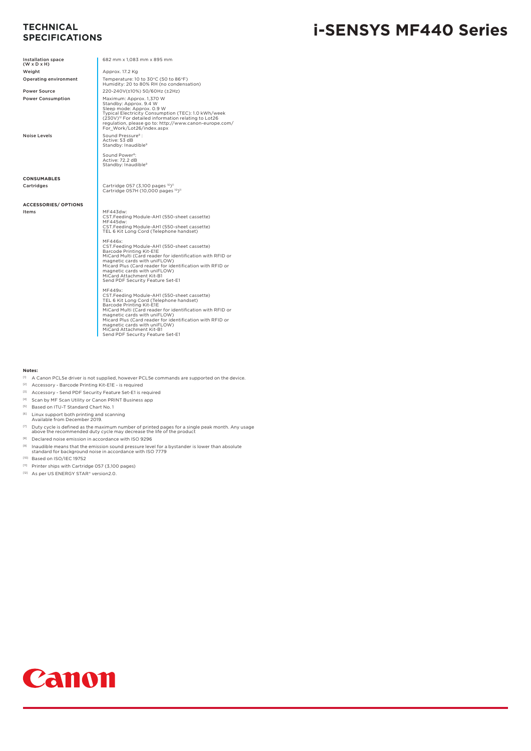# TECHNICAL SPECIFICATIONS

# i-SENSYS MF440 Series

| | |
|---|---|
| **Installation space (W x D x H)** | 682 mm x 1,083 mm x 895 mm |
| **Weight** | Approx. 17.2 Kg |
| **Operating environment** | Temperature: 10 to 30°C (50 to 86°F)<br>Humidity: 20 to 80% RH (no condensation) |
| **Power Source** | 220-240V(±10%) 50/60Hz (±2Hz) |
| **Power Consumption** | Maximum: Approx. 1,370 W<br>Standby: Approx. 9.4 W<br>Sleep mode: Approx. 0.9 W<br>Typical Electricity Consumption (TEC): 1.0 kWh/week (230V)[12] For detailed information relating to Lot26 regulation, please go to: http://www.canon-europe.com/For_Work/Lot26/index.aspx |
| **Noise Levels** | Sound Pressure[8] :<br>Active: 53 dB<br>Standby: Inaudible[9]<br><br>Sound Power[8]:<br>Active: 72.2 dB<br>Standby: Inaudible[9] |

## CONSUMABLES

| | |
|---|---|
| **Cartridges** | Cartridge 057 (3,100 pages [10])[11]<br>Cartridge 057H (10,000 pages [10])[11] |

## ACCESSORIES/ OPTIONS

| | |
|---|---|
| **Items** | MF443dw:<br>CST.Feeding Module-AH1 (550-sheet cassette)<br>MF445dw:<br>CST.Feeding Module-AH1 (550-sheet cassette)<br>TEL 6 Kit Long Cord (Telephone handset)<br><br>MF446x:<br>CST.Feeding Module-AH1 (550-sheet cassette)<br>Barcode Printing Kit-E1E<br>MiCard Multi (Card reader for identification with RFID or magnetic cards with uniFLOW)<br>Micard Plus (Card reader for identification with RFID or magnetic cards with uniFLOW)<br>MiCard Attachment Kit-B1<br>Send PDF Security Feature Set-E1<br><br>MF449x:<br>CST.Feeding Module-AH1 (550-sheet cassette)<br>TEL 6 Kit Long Cord (Telephone handset)<br>Barcode Printing Kit-E1E<br>MiCard Multi (Card reader for identification with RFID or magnetic cards with uniFLOW)<br>Micard Plus (Card reader for identification with RFID or magnetic cards with uniFLOW)<br>MiCard Attachment Kit-B1<br>Send PDF Security Feature Set-E1 |

**Notes:**

- [1] A Canon PCL5e driver is not supplied, however PCL5e commands are supported on the device.
- [2] Accessory - Barcode Printing Kit-E1E - is required
- [3] Accessory - Send PDF Security Feature Set-E1 is required
- [4] Scan by MF Scan Utility or Canon PRINT Business app
- [5] Based on ITU-T Standard Chart No. 1
- [6] Linux support both printing and scanning Available from December 2019.
- [7] Duty cycle is defined as the maximum number of printed pages for a single peak month. Any usage above the recommended duty cycle may decrease the life of the product
- [8] Declared noise emission in accordance with ISO 9296
- [9] Inaudible means that the emission sound pressure level for a bystander is lower than absolute standard for background noise in accordance with ISO 7779
- [10] Based on ISO/IEC 19752
- [11] Printer ships with Cartridge 057 (3,100 pages)
- [12] As per US ENERGY STAR® version2.0.

Canon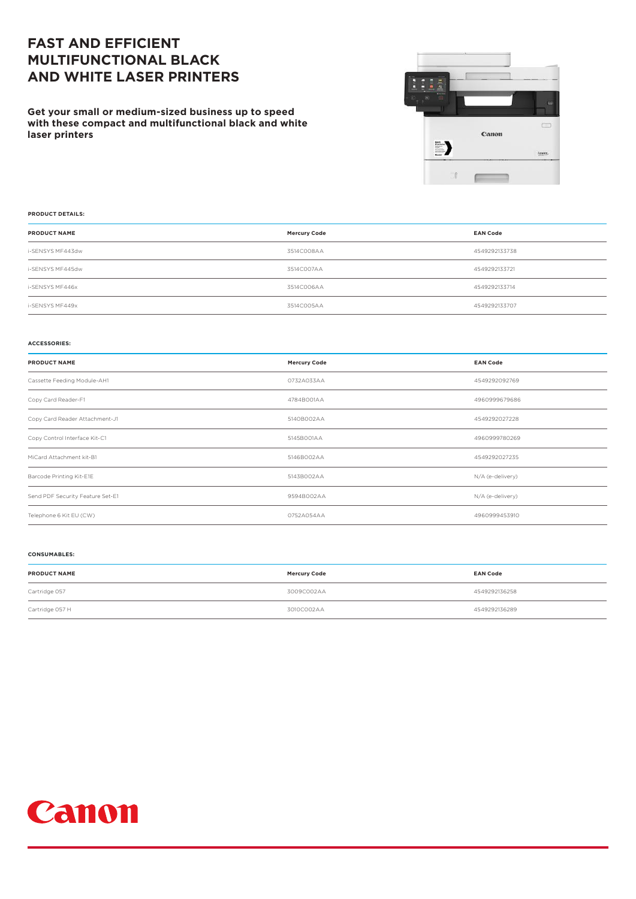# FAST AND EFFICIENT MULTIFUNCTIONAL BLACK AND WHITE LASER PRINTERS

**Get your small or medium-sized business up to speed with these compact and multifunctional black and white laser printers**

**PRODUCT DETAILS:**

| PRODUCT NAME | Mercury Code | EAN Code |
|---|---|---|
| i-SENSYS MF443dw | 3514C008AA | 4549292133738 |
| i-SENSYS MF445dw | 3514C007AA | 4549292133721 |
| i-SENSYS MF446x | 3514C006AA | 4549292133714 |
| i-SENSYS MF449x | 3514C005AA | 4549292133707 |

**ACCESSORIES:**

| PRODUCT NAME | Mercury Code | EAN Code |
|---|---|---|
| Cassette Feeding Module-AH1 | 0732A033AA | 4549292092769 |
| Copy Card Reader-F1 | 4784B001AA | 4960999679686 |
| Copy Card Reader Attachment-J1 | 5140B002AA | 4549292027228 |
| Copy Control Interface Kit-C1 | 5145B001AA | 4960999780269 |
| MiCard Attachment kit-B1 | 5146B002AA | 4549292027235 |
| Barcode Printing Kit-E1E | 5143B002AA | N/A (e-delivery) |
| Send PDF Security Feature Set-E1 | 9594B002AA | N/A (e-delivery) |
| Telephone 6 Kit EU (CW) | 0752A054AA | 4960999453910 |

**CONSUMABLES:**

| PRODUCT NAME | Mercury Code | EAN Code |
|---|---|---|
| Cartridge 057 | 3009C002AA | 4549292136258 |
| Cartridge 057 H | 3010C002AA | 4549292136289 |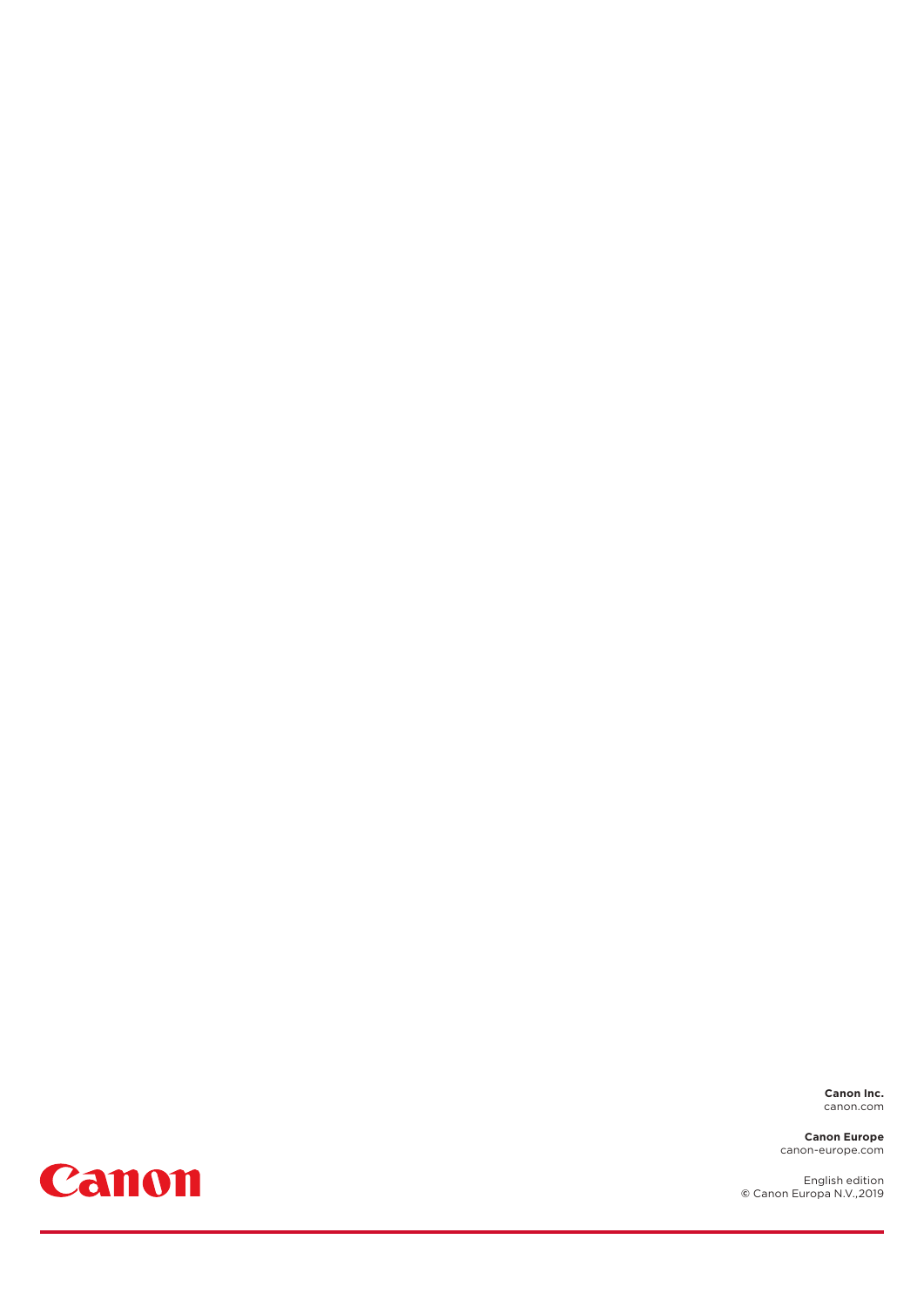**Canon Inc.**
canon.com

**Canon Europe**
canon-europe.com

English edition
© Canon Europa N.V.,2019